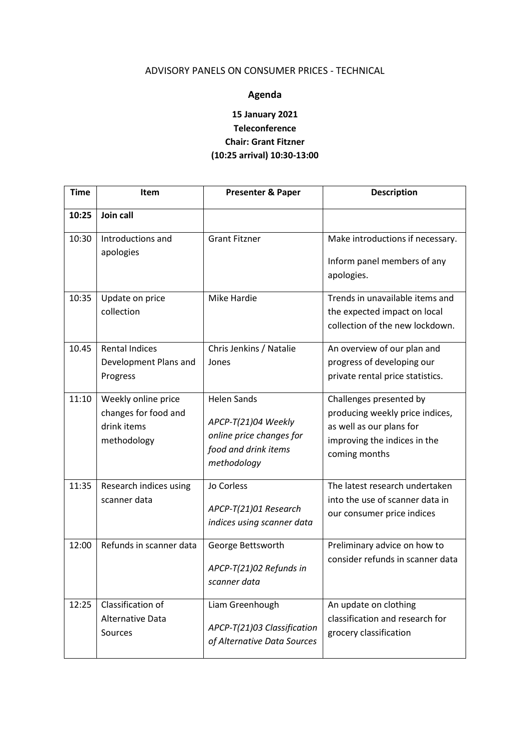ADVISORY PANELS ON CONSUMER PRICES - TECHNICAL

# Agenda

**15 January 2021**
**Teleconference**
**Chair: Grant Fitzner**
**(10:25 arrival) 10:30-13:00**

| Time | Item | Presenter & Paper | Description |
|---|---|---|---|
| **10:25** | **Join call** | | |
| 10:30 | Introductions and apologies | Grant Fitzner | Make introductions if necessary.<br><br>Inform panel members of any apologies. |
| 10:35 | Update on price collection | Mike Hardie | Trends in unavailable items and the expected impact on local collection of the new lockdown. |
| 10.45 | Rental Indices Development Plans and Progress | Chris Jenkins / Natalie Jones | An overview of our plan and progress of developing our private rental price statistics. |
| 11:10 | Weekly online price changes for food and drink items methodology | Helen Sands<br><br>*APCP-T(21)04 Weekly online price changes for food and drink items methodology* | Challenges presented by producing weekly price indices, as well as our plans for improving the indices in the coming months |
| 11:35 | Research indices using scanner data | Jo Corless<br><br>*APCP-T(21)01 Research indices using scanner data* | The latest research undertaken into the use of scanner data in our consumer price indices |
| 12:00 | Refunds in scanner data | George Bettsworth<br><br>*APCP-T(21)02 Refunds in scanner data* | Preliminary advice on how to consider refunds in scanner data |
| 12:25 | Classification of Alternative Data Sources | Liam Greenhough<br><br>*APCP-T(21)03 Classification of Alternative Data Sources* | An update on clothing classification and research for grocery classification |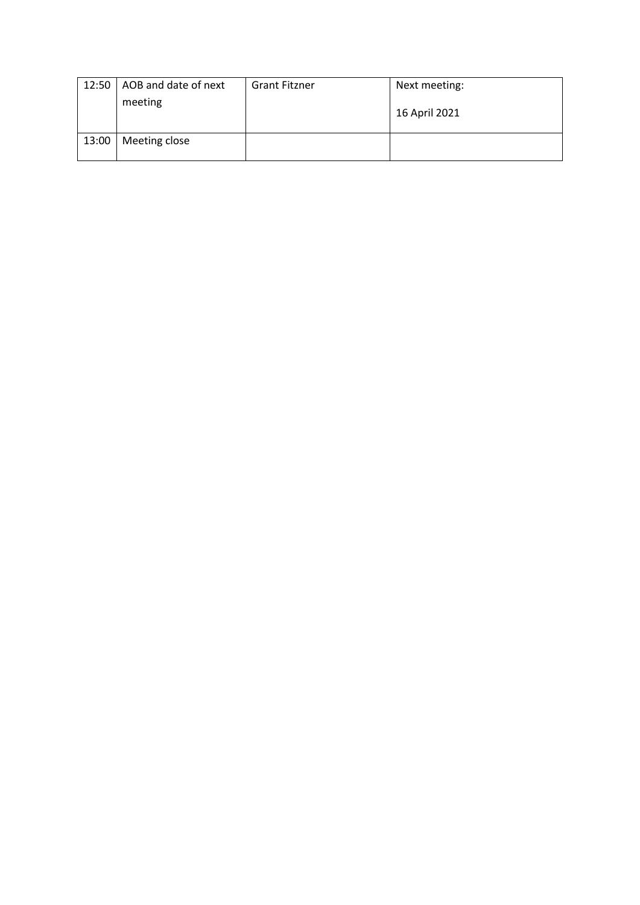| | | | |
|---|---|---|---|
| 12:50 | AOB and date of next meeting | Grant Fitzner | Next meeting:<br><br>16 April 2021 |
| 13:00 | Meeting close | | |